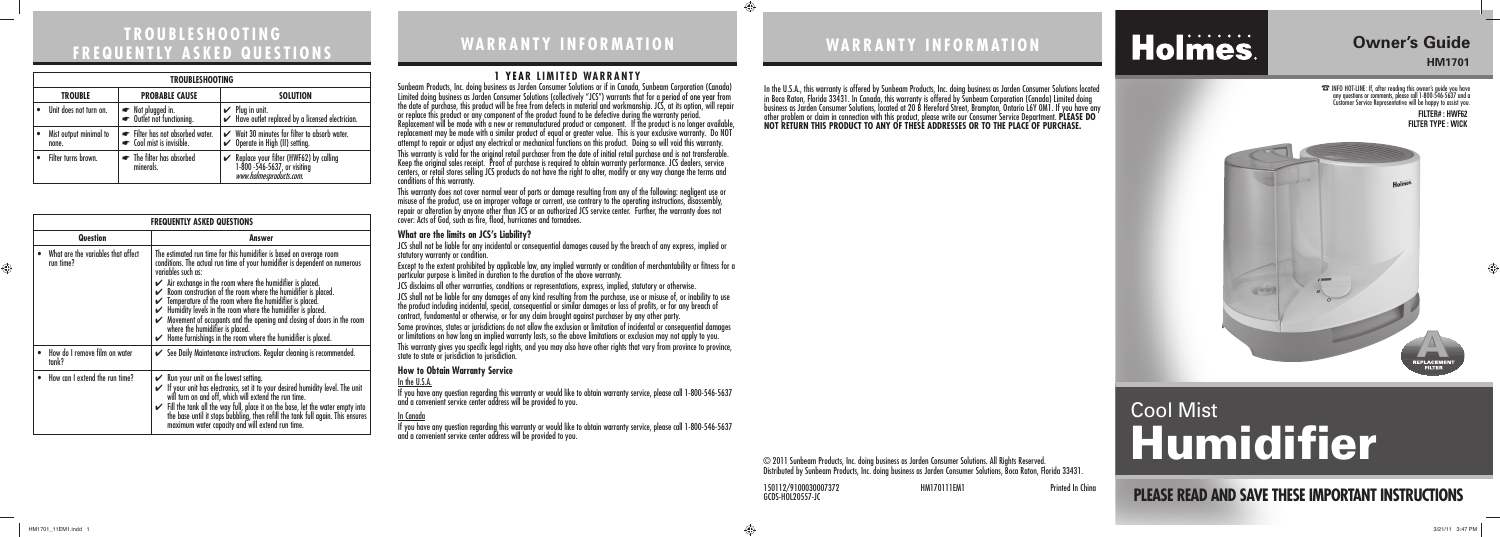# TROUBLESHOOTING FREQUENTLY ASKED QUESTIONS

| TROUBLESHOOTING | | |
|---|---|---|
| **TROUBLE** | **PROBABLE CAUSE** | **SOLUTION** |
| • Unit does not turn on. | ☛ Not plugged in. ☛ Outlet not functioning. | ✔ Plug in unit. ✔ Have outlet replaced by a licensed electrician. |
| • Mist output minimal to none. | ☛ Filter has not absorbed water. ☛ Cool mist is invisible. | ✔ Wait 30 minutes for filter to absorb water. ✔ Operate in High (III) setting. |
| • Filter turns brown. | ☛ The filter has absorbed minerals. | ✔ Replace your filter (HWF62) by calling 1-800-546-5637, or visiting *www.holmesproducts.com.* |

| FREQUENTLY ASKED QUESTIONS | |
|---|---|
| **Question** | **Answer** |
| • What are the variables that affect run time? | The estimated run time for this humidifier is based on average room conditions. The actual run time of your humidifier is dependent on numerous variables such as: ✔ Air exchange in the room where the humidifier is placed. ✔ Room construction of the room where the humidifier is placed. ✔ Temperature of the room where the humidifier is placed. ✔ Humidity levels in the room where the humidifier is placed. ✔ Movement of occupants and the opening and closing of doors in the room where the humidifier is placed. ✔ Home furnishings in the room where the humidifier is placed. |
| • How do I remove film on water tank? | ✔ See Daily Maintenance instructions. Regular cleaning is recommended. |
| • How can I extend the run time? | ✔ Run your unit on the lowest setting. ✔ If your unit has electronics, set it to your desired humidity level. The unit will turn on and off, which will extend the run time. ✔ Fill the tank all the way full, place it on the base, let the water empty into the base until it stops bubbling, then refill the tank full again. This ensures maximum water capacity and will extend run time. |

# WARRANTY INFORMATION

## 1 YEAR LIMITED WARRANTY

Sunbeam Products, Inc. doing business as Jarden Consumer Solutions or if in Canada, Sunbeam Corporation (Canada) Limited doing business as Jarden Consumer Solutions (collectively "JCS") warrants that for a period of one year from the date of purchase, this product will be free from defects in material and workmanship. JCS, at its option, will repair or replace this product or any component of the product found to be defective during the warranty period. Replacement will be made with a new or remanufactured product or component. If the product is no longer available, replacement may be made with a similar product of equal or greater value. This is your exclusive warranty. Do NOT attempt to repair or adjust any electrical or mechanical functions on this product. Doing so will void this warranty.

This warranty is valid for the original retail purchaser from the date of initial retail purchase and is not transferable. Keep the original sales receipt. Proof of purchase is required to obtain warranty performance. JCS dealers, service centers, or retail stores selling JCS products do not have the right to alter, modify or any way change the terms and conditions of this warranty.

This warranty does not cover normal wear of parts or damage resulting from any of the following: negligent use or misuse of the product, use on improper voltage or current, use contrary to the operating instructions, disassembly, repair or alteration by anyone other than JCS or an authorized JCS service center. Further, the warranty does not cover: Acts of God, such as fire, flood, hurricanes and tornadoes.

### What are the limits on JCS's Liability?

JCS shall not be liable for any incidental or consequential damages caused by the breach of any express, implied or statutory warranty or condition.

Except to the extent prohibited by applicable law, any implied warranty or condition of merchantability or fitness for a particular purpose is limited in duration to the duration of the above warranty.

JCS disclaims all other warranties, conditions or representations, express, implied, statutory or otherwise.

JCS shall not be liable for any damages of any kind resulting from the purchase, use or misuse of, or inability to use the product including incidental, special, consequential or similar damages or loss of profits, or for any breach of contract, fundamental or otherwise, or for any claim brought against purchaser by any other party.

Some provinces, states or jurisdictions do not allow the exclusion or limitation of incidental or consequential damages or limitations on how long an implied warranty lasts, so the above limitations or exclusion may not apply to you.

This warranty gives you specific legal rights, and you may also have other rights that vary from province to province, state to state or jurisdiction to jurisdiction.

### How to Obtain Warranty Service

In the U.S.A.

If you have any question regarding this warranty or would like to obtain warranty service, please call 1-800-546-5637 and a convenient service center address will be provided to you.

In Canada

If you have any question regarding this warranty or would like to obtain warranty service, please call 1-800-546-5637 and a convenient service center address will be provided to you.

# WARRANTY INFORMATION

In the U.S.A., this warranty is offered by Sunbeam Products, Inc. doing business as Jarden Consumer Solutions located in Boca Raton, Florida 33431. In Canada, this warranty is offered by Sunbeam Corporation (Canada) Limited doing business as Jarden Consumer Solutions, located at 20 B Hereford Street, Brampton, Ontario L6Y 0M1. If you have any other problem or claim in connection with this product, please write our Consumer Service Department. **PLEASE DO NOT RETURN THIS PRODUCT TO ANY OF THESE ADDRESSES OR TO THE PLACE OF PURCHASE.**

© 2011 Sunbeam Products, Inc. doing business as Jarden Consumer Solutions. All Rights Reserved.
Distributed by Sunbeam Products, Inc. doing business as Jarden Consumer Solutions, Boca Raton, Florida 33431.

150112/9100030007372 HM170111EM1 Printed In China
GCDS-HOL20557-JC

# Holmes.

## Owner's Guide
**HM1701**

☎ INFO HOT-LINE: If, after reading this owner's guide you have any questions or comments, please call 1-800-546-5637 and a Customer Service Representative will be happy to assist you.

**FILTER#: HWF62**
**FILTER TYPE: WICK**

# Cool Mist Humidifier

## PLEASE READ AND SAVE THESE IMPORTANT INSTRUCTIONS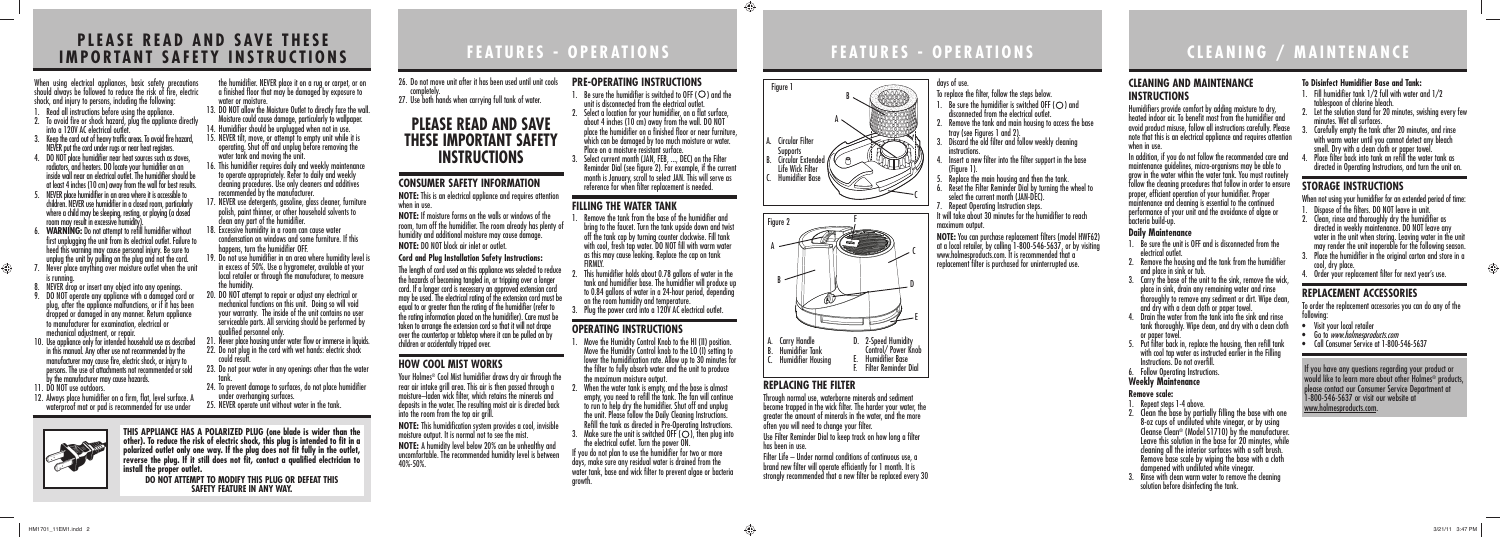# PLEASE READ AND SAVE THESE IMPORTANT SAFETY INSTRUCTIONS

When using electrical appliances, basic safety precautions should always be followed to reduce the risk of fire, electric shock, and injury to persons, including the following:

1. Read all instructions before using the appliance.
2. To avoid fire or shock hazard, plug the appliance directly into a 120V AC electrical outlet.
3. Keep the cord out of heavy traffic areas. To avoid fire hazard, NEVER put the cord under rugs or near heat registers.
4. DO NOT place humidifier near heat sources such as stoves, radiators, and heaters. DO locate your humidifier on an inside wall near an electrical outlet. The humidifier should be at least 4 inches (10 cm) away from the wall for best results.
5. NEVER place humidifier in an area where it is accessible to children. NEVER use humidifier in a closed room, particularly where a child may be sleeping, resting, or playing (a closed room may result in excessive humidity).
6. **WARNING:** Do not attempt to refill humidifier without first unplugging the unit from its electrical outlet. Failure to heed this warning may cause personal injury. Be sure to unplug the unit by pulling on the plug and not the cord.
7. Never place anything over moisture outlet when the unit is running.
8. NEVER drop or insert any object into any openings.
9. DO NOT operate any appliance with a damaged cord or plug, after the appliance malfunctions, or if it has been dropped or damaged in any manner. Return appliance to manufacturer for examination, electrical or mechanical adjustment, or repair.
10. Use appliance only for intended household use as described in this manual. Any other use not recommended by the manufacturer may cause fire, electric shock, or injury to persons. The use of attachments not recommended or sold by the manufacturer may cause hazards.
11. DO NOT use outdoors.
12. Always place humidifier on a firm, flat, level surface. A waterproof mat or pad is recommended for use under the humidifier. NEVER place it on a rug or carpet, or on a finished floor that may be damaged by exposure to water or moisture.
13. DO NOT allow the Moisture Outlet to directly face the wall. Moisture could cause damage, particularly to wallpaper.
14. Humidifier should be unplugged when not in use.
15. NEVER tilt, move, or attempt to empty unit while it is operating. Shut off and unplug before removing the water tank and moving the unit.
16. This humidifier requires daily and weekly maintenance to operate appropriately. Refer to daily and weekly cleaning procedures. Use only cleaners and additives recommended by the manufacturer.
17. NEVER use detergents, gasoline, glass cleaner, furniture polish, paint thinner, or other household solvents to clean any part of the humidifier.
18. Excessive humidity in a room can cause water condensation on windows and some furniture. If this happens, turn the humidifier OFF.
19. Do not use humidifier in an area where humidity level is in excess of 50%. Use a hygrometer, available at your local retailer or through the manufacturer, to measure the humidity.
20. DO NOT attempt to repair or adjust any electrical or mechanical functions on this unit. Doing so will void your warranty. The inside of the unit contains no user serviceable parts. All servicing should be performed by qualified personnel only.
21. Never place housing under water flow or immerse in liquids.
22. Do not plug in the cord with wet hands: electric shock could result.
23. Do not pour water in any openings other than the water tank.
24. To prevent damage to surfaces, do not place humidifier under overhanging surfaces.
25. NEVER operate unit without water in the tank.

**THIS APPLIANCE HAS A POLARIZED PLUG (one blade is wider than the other). To reduce the risk of electric shock, this plug is intended to fit in a polarized outlet only one way. If the plug does not fit fully in the outlet, reverse the plug. If it still does not fit, contact a qualified electrician to install the proper outlet.**

**DO NOT ATTEMPT TO MODIFY THIS PLUG OR DEFEAT THIS SAFETY FEATURE IN ANY WAY.**

# FEATURES - OPERATIONS

26. Do not move unit after it has been used until unit cools completely.
27. Use both hands when carrying full tank of water.

## PLEASE READ AND SAVE THESE IMPORTANT SAFETY INSTRUCTIONS

### CONSUMER SAFETY INFORMATION

**NOTE:** This is an electrical appliance and requires attention when in use.

**NOTE:** If moisture forms on the walls or windows of the room, turn off the humidifier. The room already has plenty of humidity and additional moisture may cause damage.

**NOTE:** DO NOT block air inlet or outlet.

**Cord and Plug Installation Safety Instructions:**

The length of cord used on this appliance was selected to reduce the hazards of becoming tangled in, or tripping over a longer cord. If a longer cord is necessary an approved extension cord may be used. The electrical rating of the extension cord must be equal to or greater than the rating of the humidifier (refer to the rating information placed on the humidifier). Care must be taken to arrange the extension cord so that it will not drape over the countertop or tabletop where it can be pulled on by children or accidentally tripped over.

### HOW COOL MIST WORKS

Your Holmes® Cool Mist humidifier draws dry air through the rear air intake grill area. This air is then passed through a moisture-laden wick filter, which retains the minerals and deposits in the water. The resulting moist air is directed back into the room from the top air grill.

**NOTE:** This humidification system provides a cool, invisible moisture output. It is normal not to see the mist.

**NOTE:** A humidity level below 30% can be unhealthy and uncomfortable. The recommended humidity level is between 40%-50%.

### PRE-OPERATING INSTRUCTIONS

1. Be sure the humidifier is switched to OFF (○) and the unit is disconnected from the electrical outlet.
2. Select a location for your humidifier, on a flat surface, about 4 inches (10 cm) away from the wall. DO NOT place the humidifier on a finished floor or near furniture, which can be damaged by too much moisture or water. Place on a moisture resistant surface.
3. Select current month (JAN, FEB, ..., DEC) on the Filter Reminder Dial (see Figure 2). For example, if the current month is January, scroll to select JAN. This will serve as reference for when filter replacement is needed.

### FILLING THE WATER TANK

1. Remove the tank from the base of the humidifier and bring to the faucet. Turn the tank upside down and twist off the tank cap by turning counter clockwise. Fill tank with cool, fresh tap water. DO NOT fill with warm water as this may cause leaking. Replace the cap on tank FIRMLY.
2. This humidifier holds about 0.78 gallons of water in the tank and humidifier base. The humidifier will produce up to 0.84 gallons of water in a 24-hour period, depending on the room humidity and temperature.
3. Plug the power cord into a 120V AC electrical outlet.

### OPERATING INSTRUCTIONS

1. Move the Humidity Control Knob to the HI (II) position. Move the Humidity Control knob to the LO (I) setting to lower the humidification rate. Allow up to 30 minutes for the filter to fully absorb water and the unit to produce the maximum moisture output.
2. When the water tank is empty, and the base is almost empty, you need to refill the tank. The fan will continue to run to help dry the humidifier. Shut off and unplug the unit. Please follow the Daily Cleaning Instructions. Refill the tank as directed in Pre-Operating Instructions.
3. Make sure the unit is switched OFF (○), then plug into the electrical outlet. Turn the power ON.

If you do not plan to use the humidifier for two or more days, make sure any residual water is drained from the water tank, base and wick filter to prevent algae or bacteria growth.

Figure 1

A. Circular Filter Supports
B. Circular Extended Life Wick Filter
C. Humidifier Base

Figure 2

A. Carry Handle
B. Humidifier Tank
C. Humidifier Housing
D. 2-Speed Humidity Control/ Power Knob
E. Humidifier Base
F. Filter Reminder Dial

### REPLACING THE FILTER

Through normal use, waterborne minerals and sediment become trapped in the wick filter. The harder your water, the greater the amount of minerals in the water, and the more often you will need to change your filter.

Use Filter Reminder Dial to keep track on how long a filter has been in use.

Filter Life – Under normal conditions of continuous use, a brand new filter will operate efficiently for 1 month. It is strongly recommended that a new filter be replaced every 30 days of use.

To replace the filter, follow the steps below.

1. Be sure the humidifier is switched OFF (○) and disconnected from the electrical outlet.
2. Remove the tank and main housing to access the base tray (see Figures 1 and 2).
3. Discard the old filter and follow weekly cleaning instructions.
4. Insert a new filter into the filter support in the base (Figure 1).
5. Replace the main housing and then the tank.
6. Reset the Filter Reminder Dial by turning the wheel to select the current month (JAN-DEC).
7. Repeat Operating Instruction steps.

It will take about 30 minutes for the humidifier to reach maximum output.

**NOTE:** You can purchase replacement filters (model HWF62) at a local retailer, by calling 1-800-546-5637, or by visiting www.holmesproducts.com. It is recommended that a replacement filter is purchased for uninterrupted use.

# CLEANING / MAINTENANCE

### CLEANING AND MAINTENANCE INSTRUCTIONS

Humidifiers provide comfort by adding moisture to dry, heated indoor air. To benefit most from the humidifier and avoid product misuse, follow all instructions carefully. Please note that this is an electrical appliance and requires attention when in use.

In addition, if you do not follow the recommended care and maintenance guidelines, micro-organisms may be able to grow in the water within the water tank. You must routinely follow the cleaning procedures that follow in order to ensure proper, efficient operation of your humidifier. Proper maintenance and cleaning is essential to the continued performance of your unit and the avoidance of algae or bacteria build-up.

#### Daily Maintenance

1. Be sure the unit is OFF and is disconnected from the electrical outlet.
2. Remove the housing and the tank from the humidifier and place in sink or tub.
3. Carry the base of the unit to the sink, remove the wick, place in sink, drain any remaining water and rinse thoroughly to remove any sediment or dirt. Wipe clean, and dry with a clean cloth or paper towel.
4. Drain the water from the tank into the sink and rinse tank thoroughly. Wipe clean, and dry with a clean cloth or paper towel.
5. Put filter back in, replace the housing, then refill tank with cool tap water as instructed earlier in the Filling Instructions. Do not overfill.
6. Follow Operating Instructions.

#### Weekly Maintenance

**Remove scale:**

1. Repeat steps 1-4 above.
2. Clean the base by partially filling the base with one 8-oz cups of undiluted white vinegar, or by using Cleanse Clean® (Model S1710) by the manufacturer. Leave this solution in the base for 20 minutes, while cleaning all the interior surfaces with a soft brush. Remove base scale by wiping the base with a cloth dampened with undiluted white vinegar.
3. Rinse with clean warm water to remove the cleaning solution before disinfecting the tank.

**To Disinfect Humidifier Base and Tank:**

1. Fill humidifier tank 1/2 full with water and 1/2 tablespoon of chlorine bleach.
2. Let the solution stand for 20 minutes, swishing every few minutes. Wet all surfaces.
3. Carefully empty the tank after 20 minutes, and rinse with warm water until you cannot detect any bleach smell. Dry with a clean cloth or paper towel.
4. Place filter back into tank an refill the water tank as directed in Operating Instructions, and turn the unit on.

### STORAGE INSTRUCTIONS

When not using your humidifier for an extended period of time:

1. Dispose of the filters. DO NOT leave in unit.
2. Clean, rinse and thoroughly dry the humidifier as directed in weekly maintenance. DO NOT leave any water in the unit when storing. Leaving water in the unit may render the unit inoperable for the following season.
3. Place the humidifier in the original carton and store in a cool, dry place.
4. Order your replacement filter for next year's use.

### REPLACEMENT ACCESSORIES

To order the replacement accessories you can do any of the following:

- Visit your local retailer
- Go to *www.holmesproducts.com*
- Call Consumer Service at 1-800-546-5637

If you have any questions regarding your product or would like to learn more about other Holmes® products, please contact our Consumer Service Department at 1-800-546-5637 or visit our website at www.holmesproducts.com.